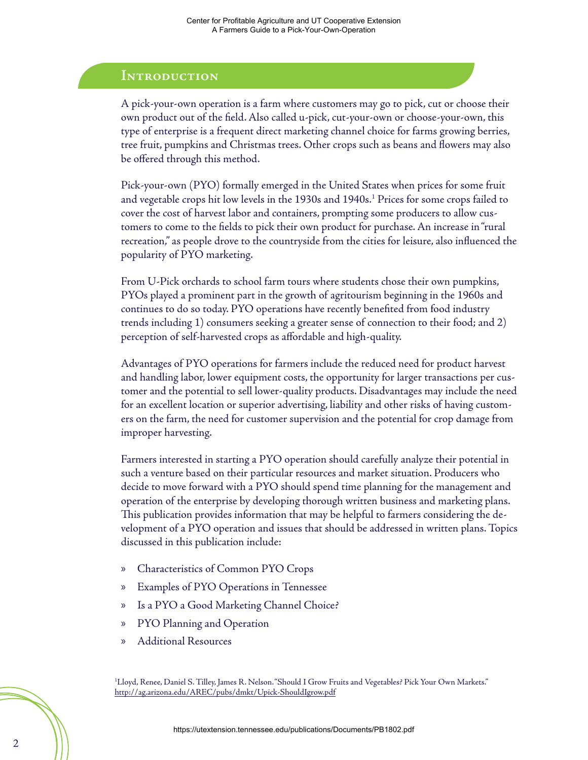## Introduction

A pick-your-own operation is a farm where customers may go to pick, cut or choose their own product out of the field. Also called u-pick, cut-your-own or choose-your-own, this type of enterprise is a frequent direct marketing channel choice for farms growing berries, tree fruit, pumpkins and Christmas trees. Other crops such as beans and flowers may also be offered through this method.

Pick-your-own (PYO) formally emerged in the United States when prices for some fruit and vegetable crops hit low levels in the 1930s and 1940s.[1] Prices for some crops failed to cover the cost of harvest labor and containers, prompting some producers to allow customers to come to the fields to pick their own product for purchase. An increase in "rural recreation," as people drove to the countryside from the cities for leisure, also influenced the popularity of PYO marketing.

From U-Pick orchards to school farm tours where students chose their own pumpkins, PYOs played a prominent part in the growth of agritourism beginning in the 1960s and continues to do so today. PYO operations have recently benefited from food industry trends including 1) consumers seeking a greater sense of connection to their food; and 2) perception of self-harvested crops as affordable and high-quality.

Advantages of PYO operations for farmers include the reduced need for product harvest and handling labor, lower equipment costs, the opportunity for larger transactions per customer and the potential to sell lower-quality products. Disadvantages may include the need for an excellent location or superior advertising, liability and other risks of having customers on the farm, the need for customer supervision and the potential for crop damage from improper harvesting.

Farmers interested in starting a PYO operation should carefully analyze their potential in such a venture based on their particular resources and market situation. Producers who decide to move forward with a PYO should spend time planning for the management and operation of the enterprise by developing thorough written business and marketing plans. This publication provides information that may be helpful to farmers considering the development of a PYO operation and issues that should be addressed in written plans. Topics discussed in this publication include:

- Characteristics of Common PYO Crops
- Examples of PYO Operations in Tennessee
- Is a PYO a Good Marketing Channel Choice?
- PYO Planning and Operation
- Additional Resources

[1]Lloyd, Renee, Daniel S. Tilley, James R. Nelson. "Should I Grow Fruits and Vegetables? Pick Your Own Markets." http://ag.arizona.edu/AREC/pubs/dmkt/Upick-ShouldIgrow.pdf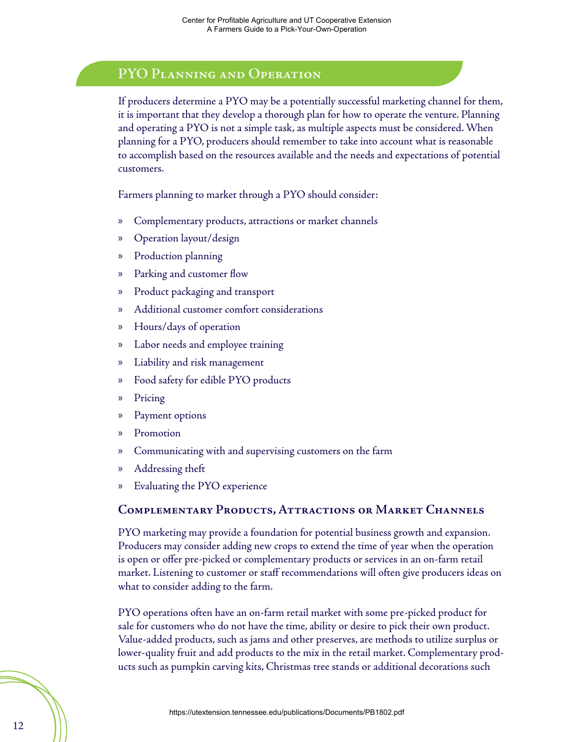## PYO Planning and Operation

If producers determine a PYO may be a potentially successful marketing channel for them, it is important that they develop a thorough plan for how to operate the venture. Planning and operating a PYO is not a simple task, as multiple aspects must be considered. When planning for a PYO, producers should remember to take into account what is reasonable to accomplish based on the resources available and the needs and expectations of potential customers.

Farmers planning to market through a PYO should consider:

- Complementary products, attractions or market channels
- Operation layout/design
- Production planning
- Parking and customer flow
- Product packaging and transport
- Additional customer comfort considerations
- Hours/days of operation
- Labor needs and employee training
- Liability and risk management
- Food safety for edible PYO products
- Pricing
- Payment options
- Promotion
- Communicating with and supervising customers on the farm
- Addressing theft
- Evaluating the PYO experience

### Complementary Products, Attractions or Market Channels

PYO marketing may provide a foundation for potential business growth and expansion. Producers may consider adding new crops to extend the time of year when the operation is open or offer pre-picked or complementary products or services in an on-farm retail market. Listening to customer or staff recommendations will often give producers ideas on what to consider adding to the farm.

PYO operations often have an on-farm retail market with some pre-picked product for sale for customers who do not have the time, ability or desire to pick their own product. Value-added products, such as jams and other preserves, are methods to utilize surplus or lower-quality fruit and add products to the mix in the retail market. Complementary products such as pumpkin carving kits, Christmas tree stands or additional decorations such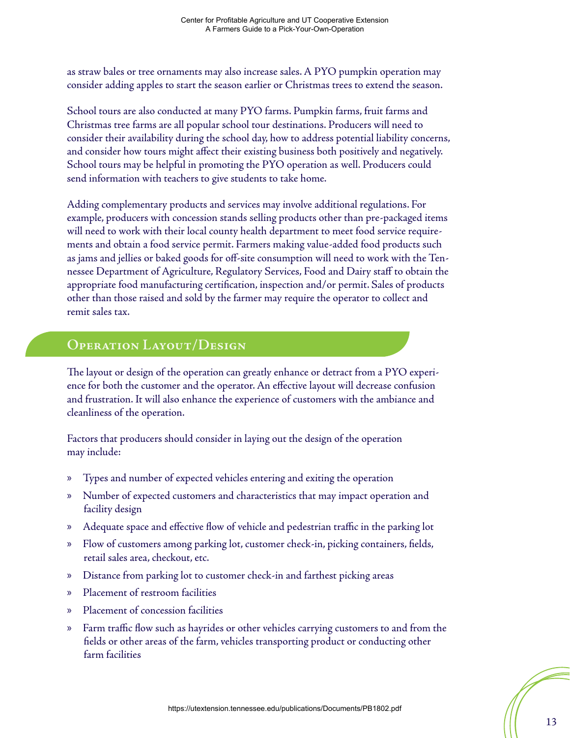as straw bales or tree ornaments may also increase sales. A PYO pumpkin operation may consider adding apples to start the season earlier or Christmas trees to extend the season.

School tours are also conducted at many PYO farms. Pumpkin farms, fruit farms and Christmas tree farms are all popular school tour destinations. Producers will need to consider their availability during the school day, how to address potential liability concerns, and consider how tours might affect their existing business both positively and negatively. School tours may be helpful in promoting the PYO operation as well. Producers could send information with teachers to give students to take home.

Adding complementary products and services may involve additional regulations. For example, producers with concession stands selling products other than pre-packaged items will need to work with their local county health department to meet food service requirements and obtain a food service permit. Farmers making value-added food products such as jams and jellies or baked goods for off-site consumption will need to work with the Tennessee Department of Agriculture, Regulatory Services, Food and Dairy staff to obtain the appropriate food manufacturing certification, inspection and/or permit. Sales of products other than those raised and sold by the farmer may require the operator to collect and remit sales tax.

## Operation Layout/Design

The layout or design of the operation can greatly enhance or detract from a PYO experience for both the customer and the operator. An effective layout will decrease confusion and frustration. It will also enhance the experience of customers with the ambiance and cleanliness of the operation.

Factors that producers should consider in laying out the design of the operation may include:

- Types and number of expected vehicles entering and exiting the operation
- Number of expected customers and characteristics that may impact operation and facility design
- Adequate space and effective flow of vehicle and pedestrian traffic in the parking lot
- Flow of customers among parking lot, customer check-in, picking containers, fields, retail sales area, checkout, etc.
- Distance from parking lot to customer check-in and farthest picking areas
- Placement of restroom facilities
- Placement of concession facilities
- Farm traffic flow such as hayrides or other vehicles carrying customers to and from the fields or other areas of the farm, vehicles transporting product or conducting other farm facilities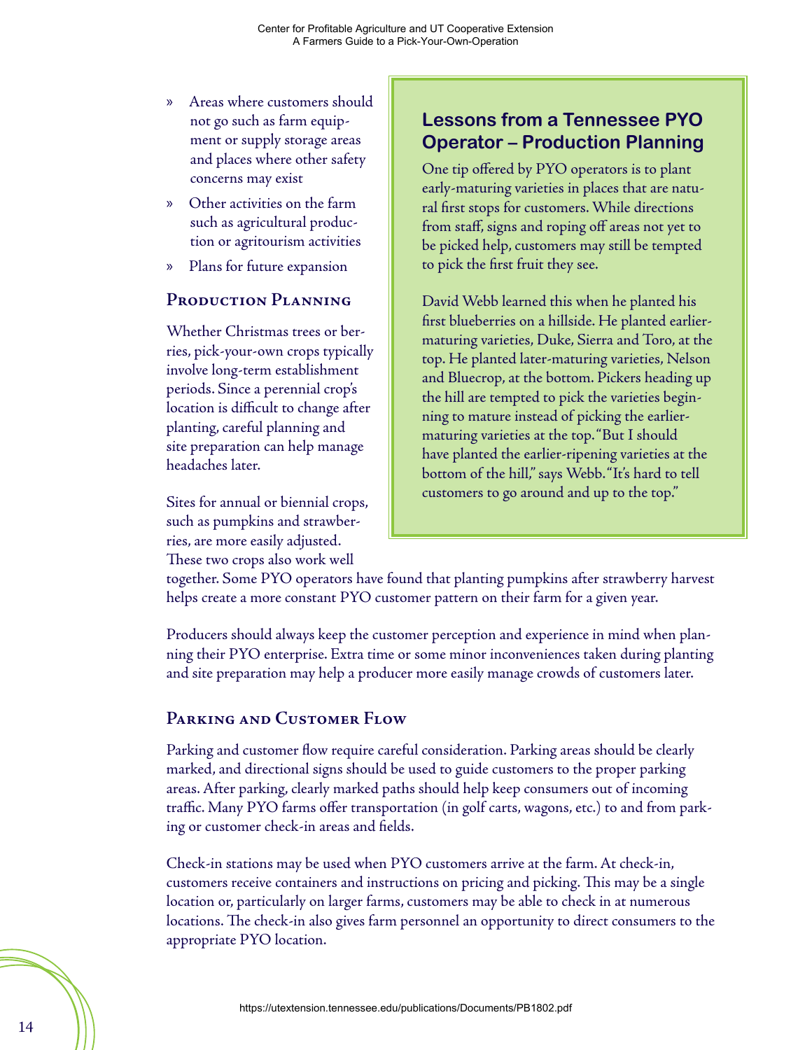- Areas where customers should not go such as farm equipment or supply storage areas and places where other safety concerns may exist
- Other activities on the farm such as agricultural production or agritourism activities
- Plans for future expansion

## Production Planning

Whether Christmas trees or berries, pick-your-own crops typically involve long-term establishment periods. Since a perennial crop's location is difficult to change after planting, careful planning and site preparation can help manage headaches later.

Sites for annual or biennial crops, such as pumpkins and strawberries, are more easily adjusted. These two crops also work well together. Some PYO operators have found that planting pumpkins after strawberry harvest helps create a more constant PYO customer pattern on their farm for a given year.

Producers should always keep the customer perception and experience in mind when planning their PYO enterprise. Extra time or some minor inconveniences taken during planting and site preparation may help a producer more easily manage crowds of customers later.

### Lessons from a Tennessee PYO Operator – Production Planning

One tip offered by PYO operators is to plant early-maturing varieties in places that are natural first stops for customers. While directions from staff, signs and roping off areas not yet to be picked help, customers may still be tempted to pick the first fruit they see.

David Webb learned this when he planted his first blueberries on a hillside. He planted earlier-maturing varieties, Duke, Sierra and Toro, at the top. He planted later-maturing varieties, Nelson and Bluecrop, at the bottom. Pickers heading up the hill are tempted to pick the varieties beginning to mature instead of picking the earlier-maturing varieties at the top. "But I should have planted the earlier-ripening varieties at the bottom of the hill," says Webb. "It's hard to tell customers to go around and up to the top."

## Parking and Customer Flow

Parking and customer flow require careful consideration. Parking areas should be clearly marked, and directional signs should be used to guide customers to the proper parking areas. After parking, clearly marked paths should help keep consumers out of incoming traffic. Many PYO farms offer transportation (in golf carts, wagons, etc.) to and from parking or customer check-in areas and fields.

Check-in stations may be used when PYO customers arrive at the farm. At check-in, customers receive containers and instructions on pricing and picking. This may be a single location or, particularly on larger farms, customers may be able to check in at numerous locations. The check-in also gives farm personnel an opportunity to direct consumers to the appropriate PYO location.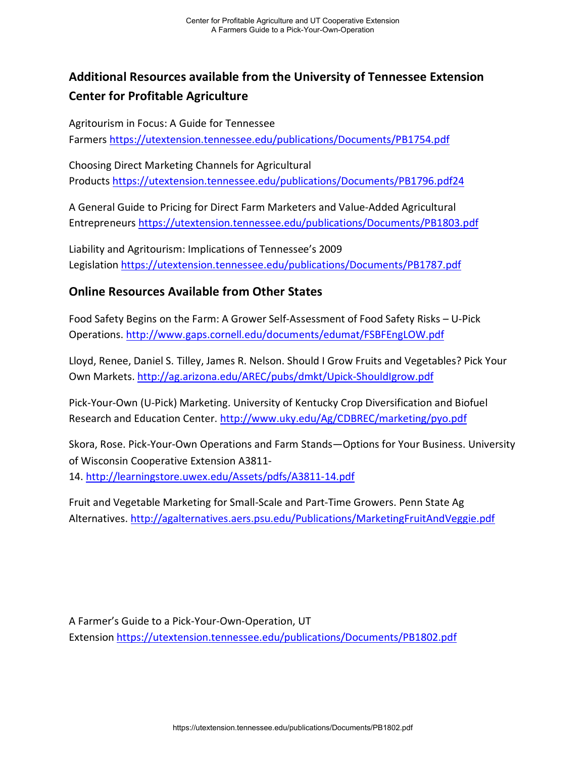## Additional Resources available from the University of Tennessee Extension Center for Profitable Agriculture

Agritourism in Focus: A Guide for Tennessee Farmers https://utextension.tennessee.edu/publications/Documents/PB1754.pdf

Choosing Direct Marketing Channels for Agricultural Products https://utextension.tennessee.edu/publications/Documents/PB1796.pdf24

A General Guide to Pricing for Direct Farm Marketers and Value-Added Agricultural Entrepreneurs https://utextension.tennessee.edu/publications/Documents/PB1803.pdf

Liability and Agritourism: Implications of Tennessee's 2009 Legislation https://utextension.tennessee.edu/publications/Documents/PB1787.pdf

## Online Resources Available from Other States

Food Safety Begins on the Farm: A Grower Self-Assessment of Food Safety Risks – U-Pick Operations. http://www.gaps.cornell.edu/documents/edumat/FSBFEngLOW.pdf

Lloyd, Renee, Daniel S. Tilley, James R. Nelson. Should I Grow Fruits and Vegetables? Pick Your Own Markets. http://ag.arizona.edu/AREC/pubs/dmkt/Upick-ShouldIgrow.pdf

Pick-Your-Own (U-Pick) Marketing. University of Kentucky Crop Diversification and Biofuel Research and Education Center. http://www.uky.edu/Ag/CDBREC/marketing/pyo.pdf

Skora, Rose. Pick-Your-Own Operations and Farm Stands—Options for Your Business. University of Wisconsin Cooperative Extension A3811-14. http://learningstore.uwex.edu/Assets/pdfs/A3811-14.pdf

Fruit and Vegetable Marketing for Small-Scale and Part-Time Growers. Penn State Ag Alternatives. http://agalternatives.aers.psu.edu/Publications/MarketingFruitAndVeggie.pdf

A Farmer's Guide to a Pick-Your-Own-Operation, UT Extension https://utextension.tennessee.edu/publications/Documents/PB1802.pdf